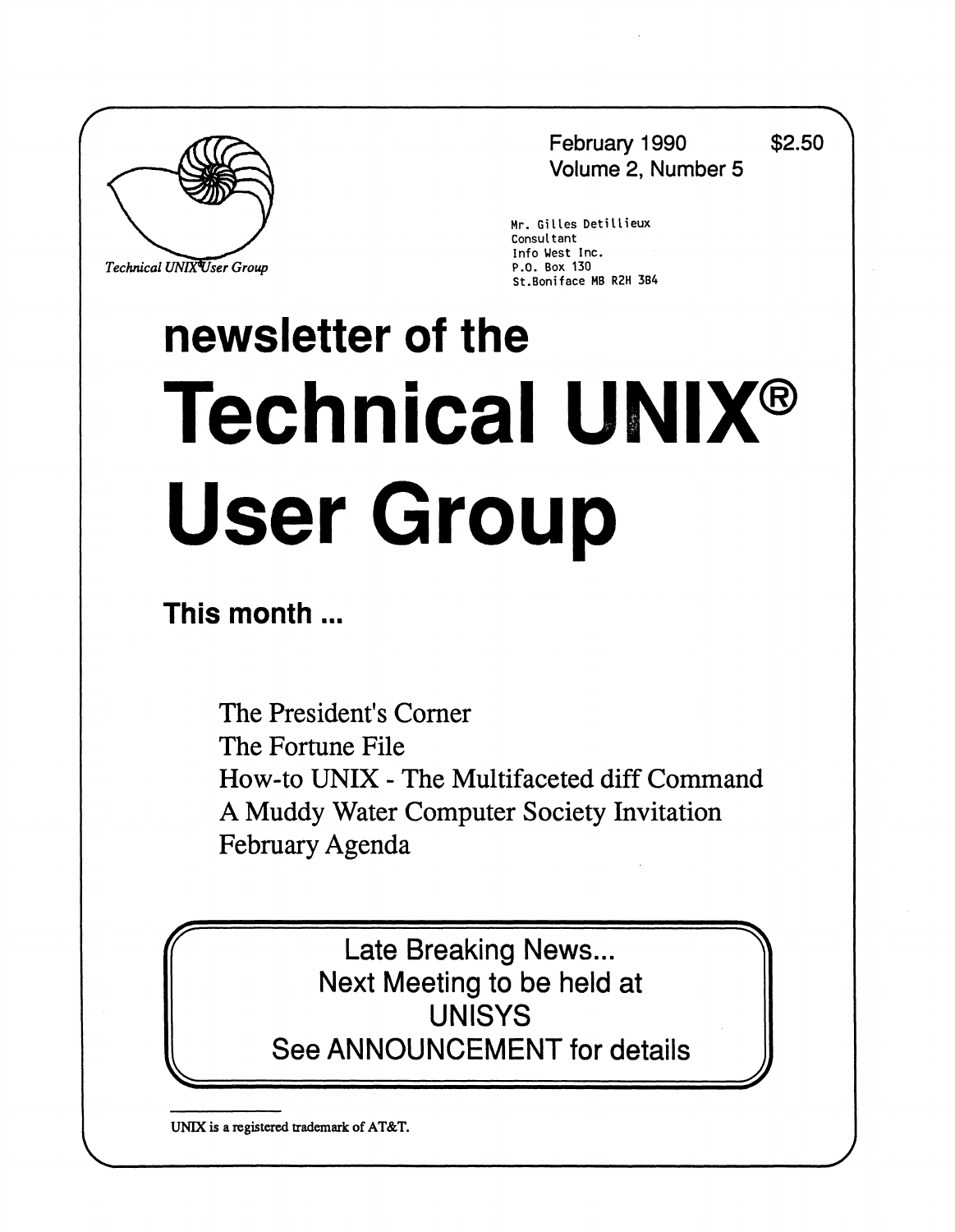Technical UNIX User Group

February 1990 $2.50
Volume 2, Number 5

Mr. Gilles Detillieux
Consultant
Info West Inc.
P.O. Box 130
St.Boniface MB R2H 3B4

# newsletter of the Technical UNIX® User Group

## This month ...

The President's Corner
The Fortune File
How-to UNIX - The Multifaceted diff Command
A Muddy Water Computer Society Invitation
February Agenda

**Late Breaking News...**
**Next Meeting to be held at UNISYS**
**See ANNOUNCEMENT for details**

---

UNIX is a registered trademark of AT&T.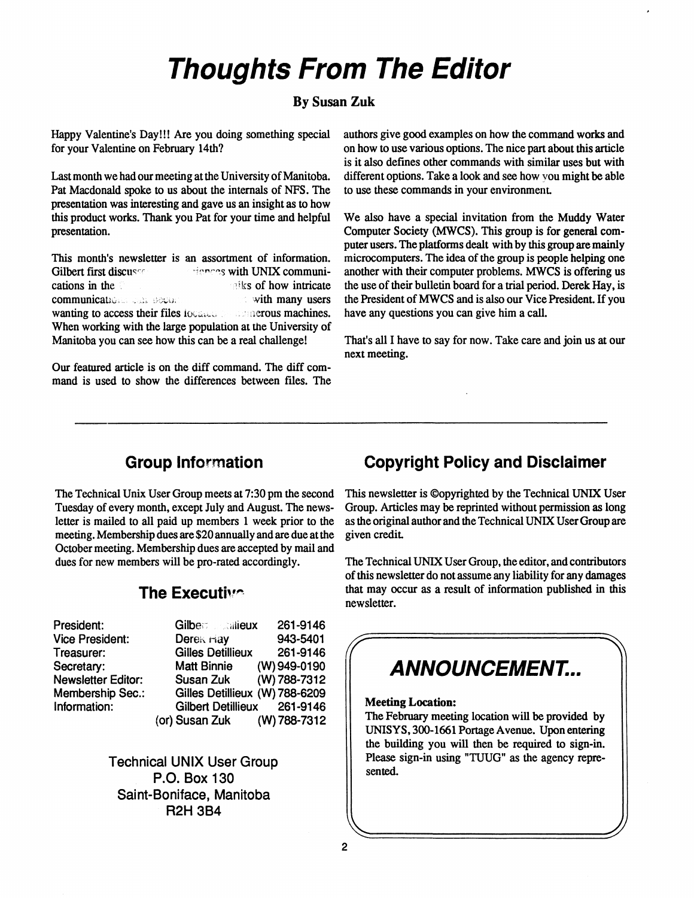# Thoughts From The Editor

**By Susan Zuk**

Happy Valentine's Day!!! Are you doing something special for your Valentine on February 14th?

Last month we had our meeting at the University of Manitoba. Pat Macdonald spoke to us about the internals of NFS. The presentation was interesting and gave us an insight as to how this product works. Thank you Pat for your time and helpful presentation.

This month's newsletter is an assortment of information. Gilbert first discusses his experiences with UNIX communications in the ... thinks of how intricate communications ... with many users wanting to access their files located on numerous machines. When working with the large population at the University of Manitoba you can see how this can be a real challenge!

Our featured article is on the diff command. The diff command is used to show the differences between files. The authors give good examples on how the command works and on how to use various options. The nice part about this article is it also defines other commands with similar uses but with different options. Take a look and see how you might be able to use these commands in your environment.

We also have a special invitation from the Muddy Water Computer Society (MWCS). This group is for general computer users. The platforms dealt with by this group are mainly microcomputers. The idea of the group is people helping one another with their computer problems. MWCS is offering us the use of their bulletin board for a trial period. Derek Hay, is the President of MWCS and is also our Vice President. If you have any questions you can give him a call.

That's all I have to say for now. Take care and join us at our next meeting.

---

## Group Information

The Technical Unix User Group meets at 7:30 pm the second Tuesday of every month, except July and August. The newsletter is mailed to all paid up members 1 week prior to the meeting. Membership dues are $20 annually and are due at the October meeting. Membership dues are accepted by mail and dues for new members will be pro-rated accordingly.

## The Executive

| | | |
|---|---|---|
| President: | Gilbert Detillieux | 261-9146 |
| Vice President: | Derek Hay | 943-5401 |
| Treasurer: | Gilles Detillieux | 261-9146 |
| Secretary: | Matt Binnie | (W) 949-0190 |
| Newsletter Editor: | Susan Zuk | (W) 788-7312 |
| Membership Sec.: | Gilles Detillieux | (W) 788-6209 |
| Information: | Gilbert Detillieux | 261-9146 |
| | (or) Susan Zuk | (W) 788-7312 |

Technical UNIX User Group
P.O. Box 130
Saint-Boniface, Manitoba
R2H 3B4

## Copyright Policy and Disclaimer

This newsletter is ©opyrighted by the Technical UNIX User Group. Articles may be reprinted without permission as long as the original author and the Technical UNIX User Group are given credit.

The Technical UNIX User Group, the editor, and contributors of this newsletter do not assume any liability for any damages that may occur as a result of information published in this newsletter.

## ANNOUNCEMENT...

**Meeting Location:**

The February meeting location will be provided by UNISYS, 300-1661 Portage Avenue. Upon entering the building you will then be required to sign-in. Please sign-in using "TUUG" as the agency represented.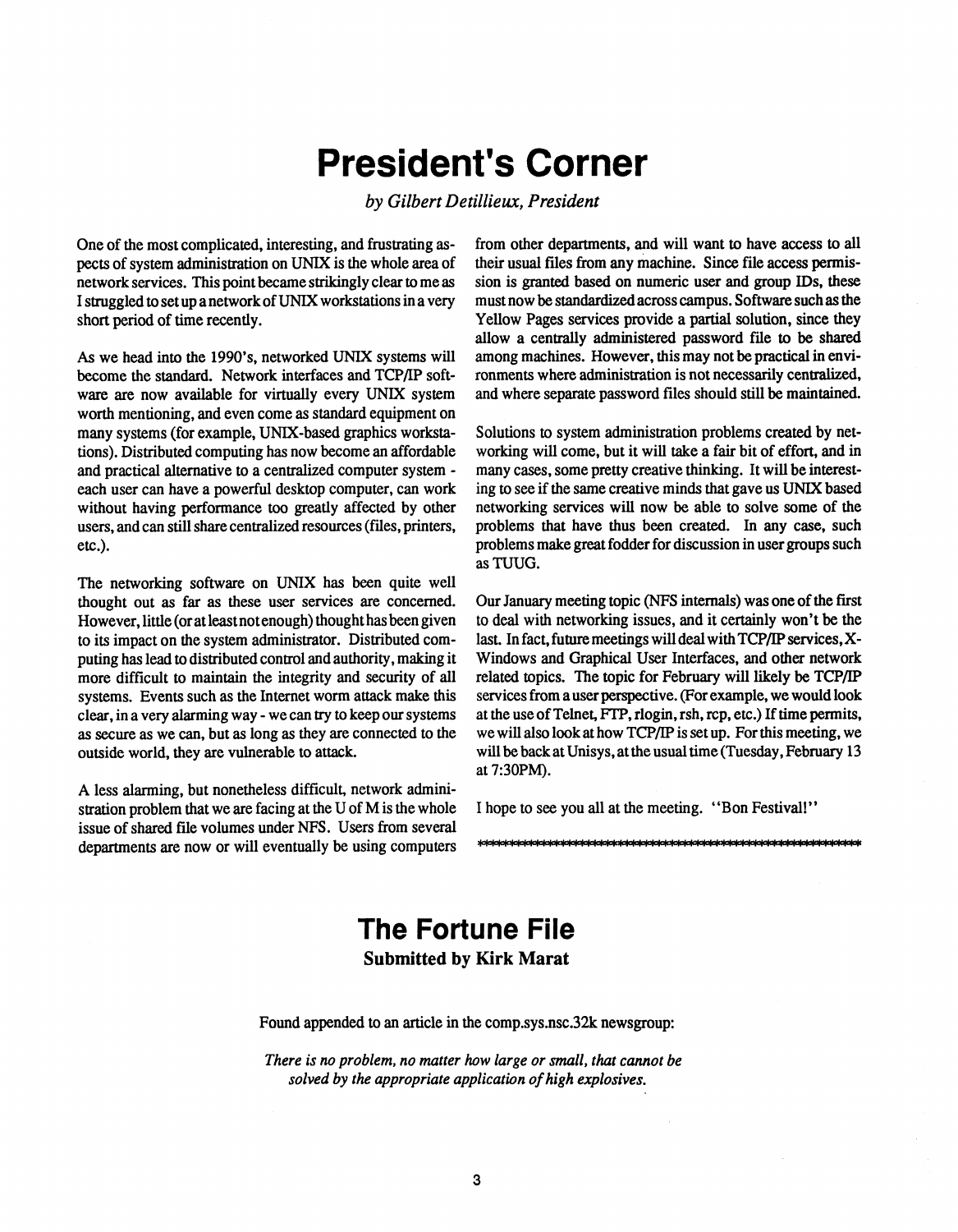# President's Corner

*by Gilbert Detillieux, President*

One of the most complicated, interesting, and frustrating aspects of system administration on UNIX is the whole area of network services. This point became strikingly clear to me as I struggled to set up a network of UNIX workstations in a very short period of time recently.

As we head into the 1990's, networked UNIX systems will become the standard. Network interfaces and TCP/IP software are now available for virtually every UNIX system worth mentioning, and even come as standard equipment on many systems (for example, UNIX-based graphics workstations). Distributed computing has now become an affordable and practical alternative to a centralized computer system - each user can have a powerful desktop computer, can work without having performance too greatly affected by other users, and can still share centralized resources (files, printers, etc.).

The networking software on UNIX has been quite well thought out as far as these user services are concerned. However, little (or at least not enough) thought has been given to its impact on the system administrator. Distributed computing has lead to distributed control and authority, making it more difficult to maintain the integrity and security of all systems. Events such as the Internet worm attack make this clear, in a very alarming way - we can try to keep our systems as secure as we can, but as long as they are connected to the outside world, they are vulnerable to attack.

A less alarming, but nonetheless difficult, network administration problem that we are facing at the U of M is the whole issue of shared file volumes under NFS. Users from several departments are now or will eventually be using computers from other departments, and will want to have access to all their usual files from any machine. Since file access permission is granted based on numeric user and group IDs, these must now be standardized across campus. Software such as the Yellow Pages services provide a partial solution, since they allow a centrally administered password file to be shared among machines. However, this may not be practical in environments where administration is not necessarily centralized, and where separate password files should still be maintained.

Solutions to system administration problems created by networking will come, but it will take a fair bit of effort, and in many cases, some pretty creative thinking. It will be interesting to see if the same creative minds that gave us UNIX networking services will now be able to solve some of the problems that have thus been created. In any case, such problems make great fodder for discussion in user groups such as TUUG.

Our January meeting topic (NFS internals) was one of the first to deal with networking issues, and it certainly won't be the last. In fact, future meetings will deal with TCP/IP services, X-Windows and Graphical User Interfaces, and other network related topics. The topic for February will likely be TCP/IP services from a user perspective. (For example, we would look at the use of Telnet, FTP, rlogin, rsh, rcp, etc.) If time permits, we will also look at how TCP/IP is set up. For this meeting, we will be back at Unisys, at the usual time (Tuesday, February 13 at 7:30PM).

I hope to see you all at the meeting. "Bon Festival!"

************************************************************

# The Fortune File

**Submitted by Kirk Marat**

Found appended to an article in the comp.sys.nsc.32k newsgroup:

*There is no problem, no matter how large or small, that cannot be solved by the appropriate application of high explosives.*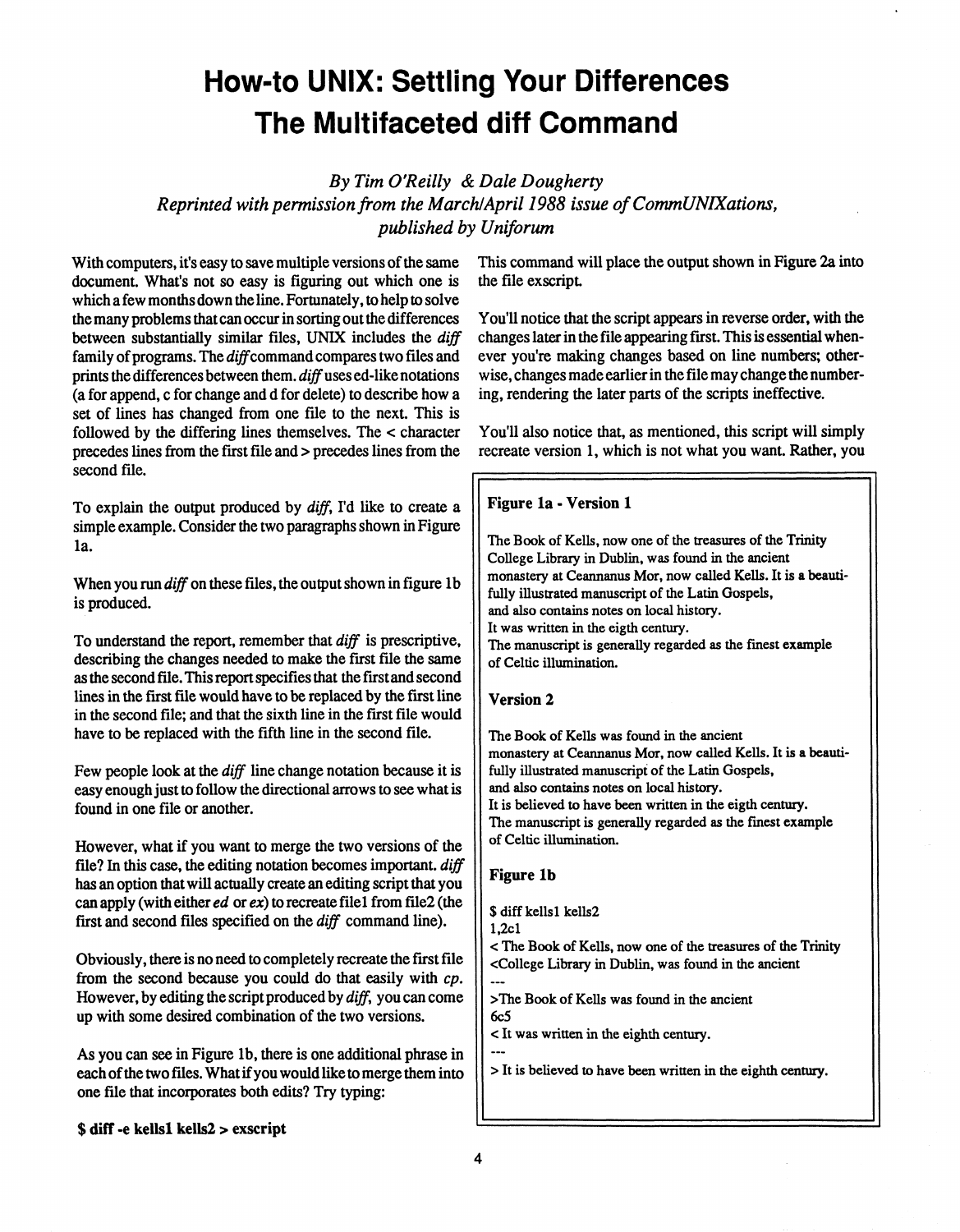# How-to UNIX: Settling Your Differences The Multifaceted diff Command

*By Tim O'Reilly & Dale Dougherty*
*Reprinted with permission from the March/April 1988 issue of CommUNIXations, published by Uniforum*

With computers, it's easy to save multiple versions of the same document. What's not so easy is figuring out which one is which a few months down the line. Fortunately, to help to solve the many problems that can occur in sorting out the differences between substantially similar files, UNIX includes the *diff* family of programs. The *diff* command compares two files and prints the differences between them. *diff* uses ed-like notations (a for append, c for change and d for delete) to describe how a set of lines has changed from one file to the next. This is followed by the differing lines themselves. The < character precedes lines from the first file and > precedes lines from the second file.

To explain the output produced by *diff*, I'd like to create a simple example. Consider the two paragraphs shown in Figure 1a.

When you run *diff* on these files, the output shown in figure 1b is produced.

To understand the report, remember that *diff* is prescriptive, describing the changes needed to make the first file the same as the second file. This report specifies that the first and second lines in the first file would have to be replaced by the first line in the second file; and that the sixth line in the first file would have to be replaced with the fifth line in the second file.

Few people look at the *diff* line change notation because it is easy enough just to follow the directional arrows to see what is found in one file or another.

However, what if you want to merge the two versions of the file? In this case, the editing notation becomes important. *diff* has an option that will actually create an editing script that you can apply (with either *ed* or *ex*) to recreate file1 from file2 (the first and second files specified on the *diff* command line).

Obviously, there is no need to completely recreate the first file from the second because you could do that easily with *cp*. However, by editing the script produced by *diff*, you can come up with some desired combination of the two versions.

As you can see in Figure 1b, there is one additional phrase in each of the two files. What if you would like to merge them into one file that incorporates both edits? Try typing:

**$ diff -e kells1 kells2 > exscript**

This command will place the output shown in Figure 2a into the file exscript.

You'll notice that the script appears in reverse order, with the changes later in the file appearing first. This is essential whenever you're making changes based on line numbers; otherwise, changes made earlier in the file may change the numbering, rendering the later parts of the scripts ineffective.

You'll also notice that, as mentioned, this script will simply recreate version 1, which is not what you want. Rather, you

---

**Figure 1a - Version 1**

The Book of Kells, now one of the treasures of the Trinity
College Library in Dublin, was found in the ancient
monastery at Ceannanus Mor, now called Kells. It is a beauti-
fully illustrated manuscript of the Latin Gospels,
and also contains notes on local history.
It was written in the eigth century.
The manuscript is generally regarded as the finest example
of Celtic illumination.

**Version 2**

The Book of Kells was found in the ancient
monastery at Ceannanus Mor, now called Kells. It is a beauti-
fully illustrated manuscript of the Latin Gospels,
and also contains notes on local history.
It is believed to have been written in the eigth century.
The manuscript is generally regarded as the finest example
of Celtic illumination.

**Figure 1b**

```
$ diff kells1 kells2
1,2c1
< The Book of Kells, now one of the treasures of the Trinity
<College Library in Dublin, was found in the ancient
---
>The Book of Kells was found in the ancient
6c5
< It was written in the eighth century.
---
> It is believed to have been written in the eighth century.
```

---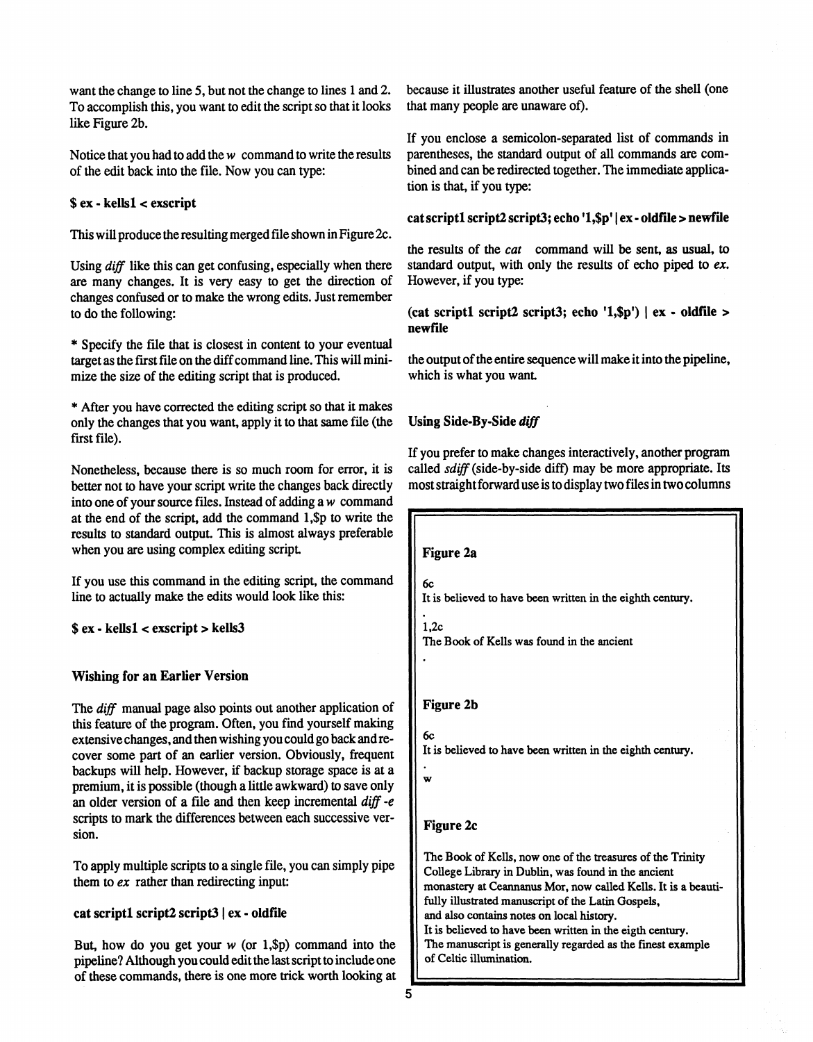want the change to line 5, but not the change to lines 1 and 2. To accomplish this, you want to edit the script so that it looks like Figure 2b.

Notice that you had to add the *w* command to write the results of the edit back into the file. Now you can type:

**$ ex - kells1 < exscript**

This will produce the resulting merged file shown in Figure 2c.

Using *diff* like this can get confusing, especially when there are many changes. It is very easy to get the direction of changes confused or to make the wrong edits. Just remember to do the following:

* Specify the file that is closest in content to your eventual target as the first file on the diff command line. This will minimize the size of the editing script that is produced.

* After you have corrected the editing script so that it makes only the changes that you want, apply it to that same file (the first file).

Nonetheless, because there is so much room for error, it is better not to have your script write the changes back directly into one of your source files. Instead of adding a *w* command at the end of the script, add the command 1,$p to write the results to standard output. This is almost always preferable when you are using complex editing script.

If you use this command in the editing script, the command line to actually make the edits would look like this:

**$ ex - kells1 < exscript > kells3**

### Wishing for an Earlier Version

The *diff* manual page also points out another application of this feature of the program. Often, you find yourself making extensive changes, and then wishing you could go back and recover some part of an earlier version. Obviously, frequent backups will help. However, if backup storage space is at a premium, it is possible (though a little awkward) to save only an older version of a file and then keep incremental *diff -e* scripts to mark the differences between each successive version.

To apply multiple scripts to a single file, you can simply pipe them to *ex* rather than redirecting input:

**cat script1 script2 script3 | ex - oldfile**

But, how do you get your *w* (or 1,$p) command into the pipeline? Although you could edit the last script to include one of these commands, there is one more trick worth looking at because it illustrates another useful feature of the shell (one that many people are unaware of).

If you enclose a semicolon-separated list of commands in parentheses, the standard output of all commands are combined and can be redirected together. The immediate application is that, if you type:

**cat script1 script2 script3; echo '1,$p' | ex - oldfile > newfile**

the results of the *cat* command will be sent, as usual, to standard output, with only the results of echo piped to *ex*. However, if you type:

**(cat script1 script2 script3; echo '1,$p') | ex - oldfile > newfile**

the output of the entire sequence will make it into the pipeline, which is what you want.

### Using Side-By-Side *diff*

If you prefer to make changes interactively, another program called *sdiff* (side-by-side diff) may be more appropriate. Its most straightforward use is to display two files in two columns

**Figure 2a**

```
6c
It is believed to have been written in the eighth century.
.
1,2c
The Book of Kells was found in the ancient
.
```

**Figure 2b**

```
6c
It is believed to have been written in the eighth century.
.
w
```

**Figure 2c**

```
The Book of Kells, now one of the treasures of the Trinity
College Library in Dublin, was found in the ancient
monastery at Ceannanus Mor, now called Kells. It is a beauti-
fully illustrated manuscript of the Latin Gospels,
and also contains notes on local history.
It is believed to have been written in the eigth century.
The manuscript is generally regarded as the finest example
of Celtic illumination.
```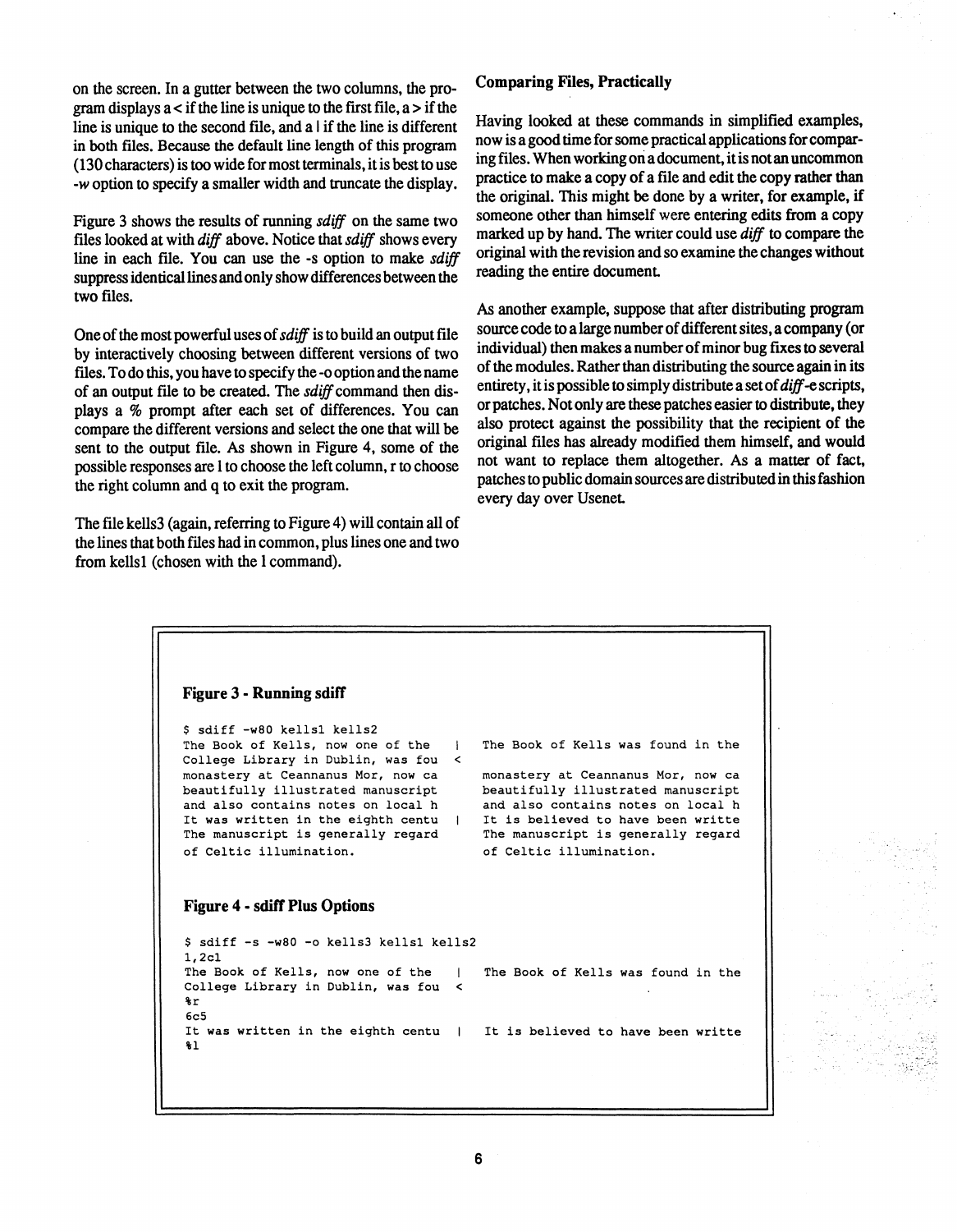on the screen. In a gutter between the two columns, the program displays a < if the line is unique to the first file, a > if the line is unique to the second file, and a | if the line is different in both files. Because the default line length of this program (130 characters) is too wide for most terminals, it is best to use *-w* option to specify a smaller width and truncate the display.

Figure 3 shows the results of running *sdiff* on the same two files looked at with *diff* above. Notice that *sdiff* shows every line in each file. You can use the -s option to make *sdiff* suppress identical lines and only show differences between the two files.

One of the most powerful uses of *sdiff* is to build an output file by interactively choosing between different versions of two files. To do this, you have to specify the -o option and the name of an output file to be created. The *sdiff* command then displays a % prompt after each set of differences. You can compare the different versions and select the one that will be sent to the output file. As shown in Figure 4, some of the possible responses are l to choose the left column, r to choose the right column and q to exit the program.

The file kells3 (again, referring to Figure 4) will contain all of the lines that both files had in common, plus lines one and two from kells1 (chosen with the l command).

### Comparing Files, Practically

Having looked at these commands in simplified examples, now is a good time for some practical applications for comparing files. When working on a document, it is not an uncommon practice to make a copy of a file and edit the copy rather than the original. This might be done by a writer, for example, if someone other than himself were entering edits from a copy marked up by hand. The writer could use *diff* to compare the original with the revision and so examine the changes without reading the entire document.

As another example, suppose that after distributing program source code to a large number of different sites, a company (or individual) then makes a number of minor bug fixes to several of the modules. Rather than distributing the source again in its entirety, it is possible to simply distribute a set of *diff*-e scripts, or patches. Not only are these patches easier to distribute, they also protect against the possibility that the recipient of the original files has already modified them himself, and would not want to replace them altogether. As a matter of fact, patches to public domain sources are distributed in this fashion every day over Usenet.

**Figure 3 - Running sdiff**

```
$ sdiff -w80 kells1 kells2
The Book of Kells, now one of the    |   The Book of Kells was found in the
College Library in Dublin, was fou   <
monastery at Ceannanus Mor, now ca       monastery at Ceannanus Mor, now ca
beautifully illustrated manuscript       beautifully illustrated manuscript
and also contains notes on local h       and also contains notes on local h
It was written in the eighth centu   |   It is believed to have been writte
The manuscript is generally regard       The manuscript is generally regard
of Celtic illumination.                  of Celtic illumination.
```

**Figure 4 - sdiff Plus Options**

```
$ sdiff -s -w80 -o kells3 kells1 kells2
1,2c1
The Book of Kells, now one of the    |   The Book of Kells was found in the
College Library in Dublin, was fou   <
%r
6c5
It was written in the eighth centu   |   It is believed to have been writte
%l
```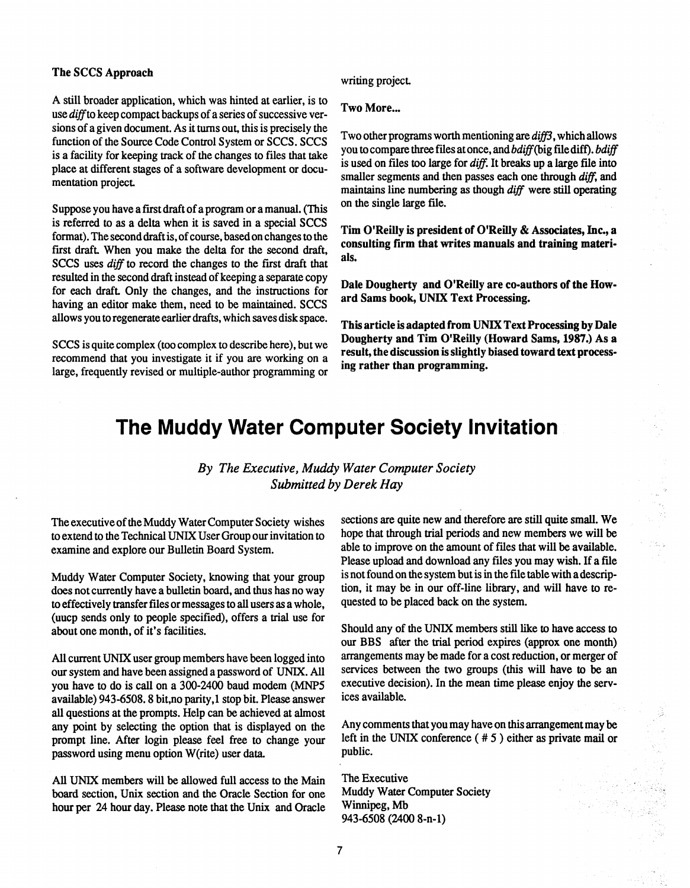### The SCCS Approach

A still broader application, which was hinted at earlier, is to use *diff* to keep compact backups of a series of successive versions of a given document. As it turns out, this is precisely the function of the Source Code Control System or SCCS. SCCS is a facility for keeping track of the changes to files that take place at different stages of a software development or documentation project.

Suppose you have a first draft of a program or a manual. (This is referred to as a delta when it is saved in a special SCCS format). The second draft is, of course, based on changes to the first draft. When you make the delta for the second draft, SCCS uses *diff* to record the changes to the first draft that resulted in the second draft instead of keeping a separate copy for each draft. Only the changes, and the instructions for having an editor make them, need to be maintained. SCCS allows you to regenerate earlier drafts, which saves disk space.

SCCS is quite complex (too complex to describe here), but we recommend that you investigate it if you are working on a large, frequently revised or multiple-author programming or writing project.

### Two More...

Two other programs worth mentioning are *diff3*, which allows you to compare three files at once, and *bdiff* (big file diff). *bdiff* is used on files too large for *diff*. It breaks up a large file into smaller segments and then passes each one through *diff*, and maintains line numbering as though *diff* were still operating on the single large file.

**Tim O'Reilly is president of O'Reilly & Associates, Inc., a consulting firm that writes manuals and training materials.**

**Dale Dougherty and O'Reilly are co-authors of the Howard Sams book, UNIX Text Processing.**

**This article is adapted from UNIX Text Processing by Dale Dougherty and Tim O'Reilly (Howard Sams, 1987.) As a result, the discussion is slightly biased toward text processing rather than programming.**

# The Muddy Water Computer Society Invitation

*By The Executive, Muddy Water Computer Society*
*Submitted by Derek Hay*

The executive of the Muddy Water Computer Society wishes to extend to the Technical UNIX User Group our invitation to examine and explore our Bulletin Board System.

Muddy Water Computer Society, knowing that your group does not currently have a bulletin board, and thus has no way to effectively transfer files or messages to all users as a whole, (uucp sends only to people specified), offers a trial use for about one month, of it's facilities.

All current UNIX user group members have been logged into our system and have been assigned a password of UNIX. All you have to do is call on a 300-2400 baud modem (MNP5 available) 943-6508. 8 bit,no parity,1 stop bit. Please answer all questions at the prompts. Help can be achieved at almost any point by selecting the option that is displayed on the prompt line. After login please feel free to change your password using menu option W(rite) user data.

All UNIX members will be allowed full access to the Main board section, Unix section and the Oracle Section for one hour per 24 hour day. Please note that the Unix and Oracle sections are quite new and therefore are still quite small. We hope that through trial periods and new members we will be able to improve on the amount of files that will be available. Please upload and download any files you may wish. If a file is not found on the system but is in the file table with a description, it may be in our off-line library, and will have to requested to be placed back on the system.

Should any of the UNIX members still like to have access to our BBS after the trial period expires (approx one month) arrangements may be made for a cost reduction, or merger of services between the two groups (this will have to be an executive decision). In the mean time please enjoy the services available.

Any comments that you may have on this arrangement may be left in the UNIX conference ( # 5 ) either as private mail or public.

The Executive
Muddy Water Computer Society
Winnipeg, Mb
943-6508 (2400 8-n-1)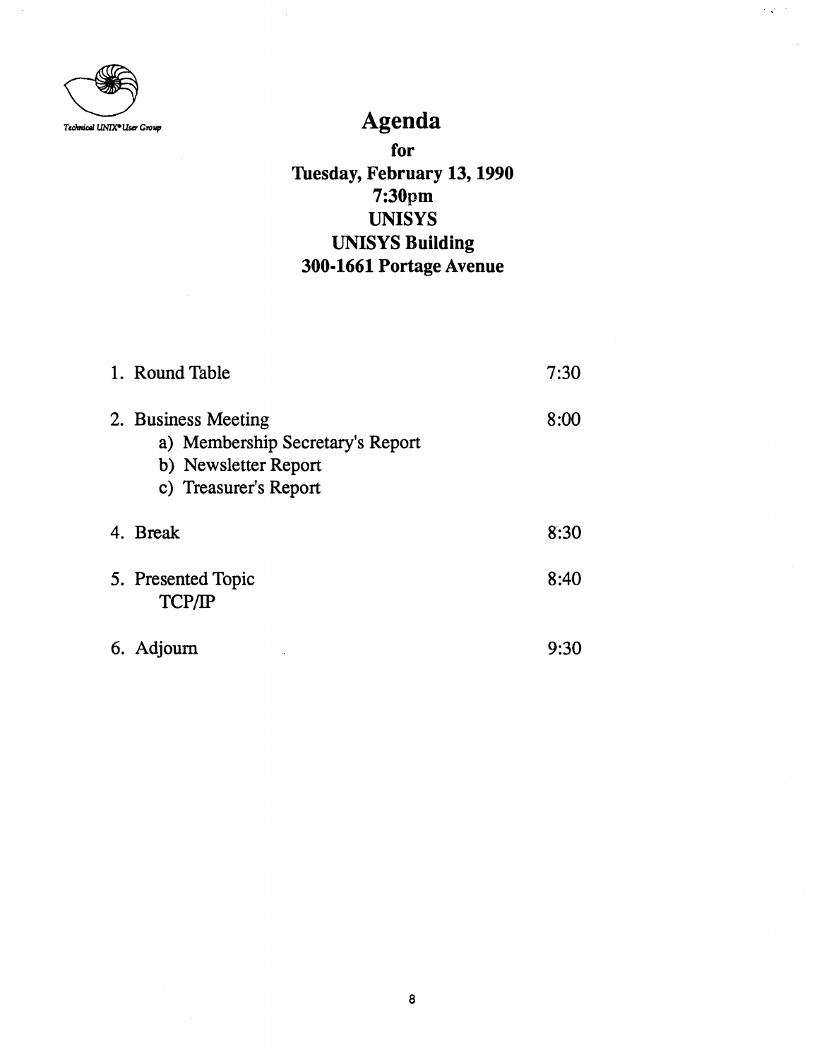Technical UNIX® User Group

# Agenda

**for**
**Tuesday, February 13, 1990**
**7:30pm**
**UNISYS**
**UNISYS Building**
**300-1661 Portage Avenue**

| | |
|---|---|
| 1. Round Table | 7:30 |
| 2. Business Meeting<br>a) Membership Secretary's Report<br>b) Newsletter Report<br>c) Treasurer's Report | 8:00 |
| 4. Break | 8:30 |
| 5. Presented Topic<br>TCP/IP | 8:40 |
| 6. Adjourn | 9:30 |